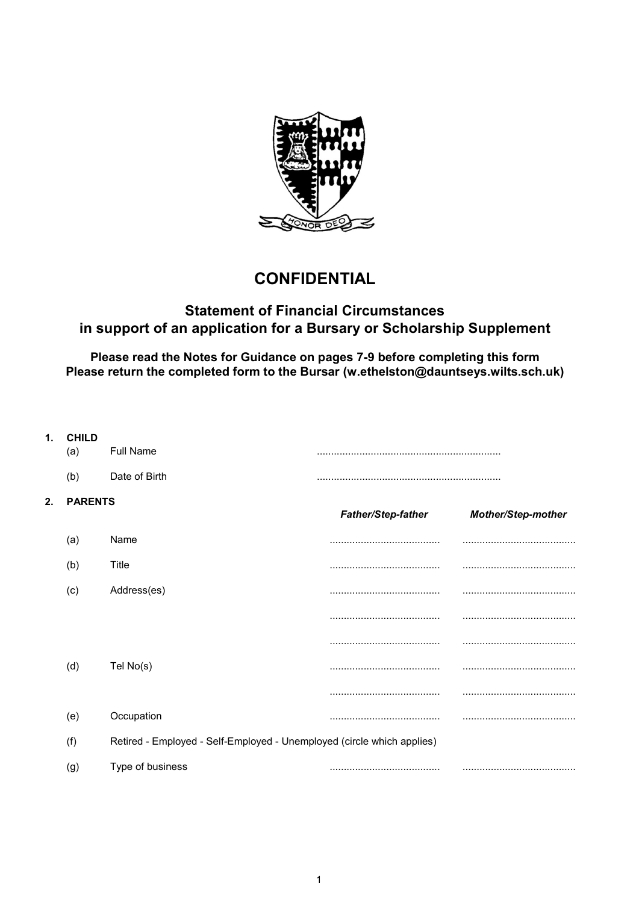# CONFIDENTIAL

## Statement of Financial Circumstances in support of an application for a Bursary or Scholarship Supplement

**Please read the Notes for Guidance on pages 7-9 before completing this form**
**Please return the completed form to the Bursar (w.ethelston@dauntseys.wilts.sch.uk)**

**1. CHILD**

| | | |
|---|---|---|
| (a) | Full Name | ................................................................ |
| (b) | Date of Birth | ................................................................ |

**2. PARENTS**

| | | ***Father/Step-father*** | ***Mother/Step-mother*** |
|---|---|---|---|
| (a) | Name | ....................................... | ........................................ |
| (b) | Title | ....................................... | ........................................ |
| (c) | Address(es) | ....................................... | ........................................ |
| | | ....................................... | ........................................ |
| | | ....................................... | ........................................ |
| (d) | Tel No(s) | ....................................... | ........................................ |
| | | ....................................... | ........................................ |
| (e) | Occupation | ....................................... | ........................................ |
| (f) | Retired - Employed - Self-Employed - Unemployed (circle which applies) | | |
| (g) | Type of business | ....................................... | ........................................ |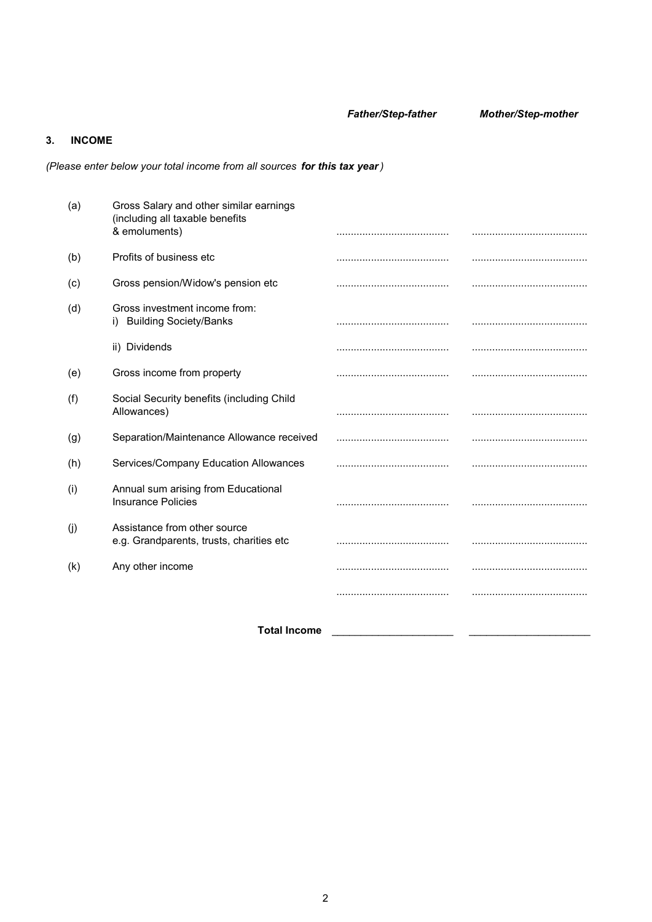## 3. INCOME

*(Please enter below your total income from all sources* ***for this tax year****)*

| | | *Father/Step-father* | *Mother/Step-mother* |
|---|---|---|---|
| (a) | Gross Salary and other similar earnings (including all taxable benefits & emoluments) | ....................................... | ........................................ |
| (b) | Profits of business etc | ....................................... | ........................................ |
| (c) | Gross pension/Widow's pension etc | ....................................... | ........................................ |
| (d) | Gross investment income from: i) Building Society/Banks | ....................................... | ........................................ |
| | ii) Dividends | ....................................... | ........................................ |
| (e) | Gross income from property | ....................................... | ........................................ |
| (f) | Social Security benefits (including Child Allowances) | ....................................... | ........................................ |
| (g) | Separation/Maintenance Allowance received | ....................................... | ........................................ |
| (h) | Services/Company Education Allowances | ....................................... | ........................................ |
| (i) | Annual sum arising from Educational Insurance Policies | ....................................... | ........................................ |
| (j) | Assistance from other source e.g. Grandparents, trusts, charities etc | ....................................... | ........................................ |
| (k) | Any other income | ....................................... | ........................................ |
| | | ....................................... | ........................................ |
| | **Total Income** | ______________________ | ______________________ |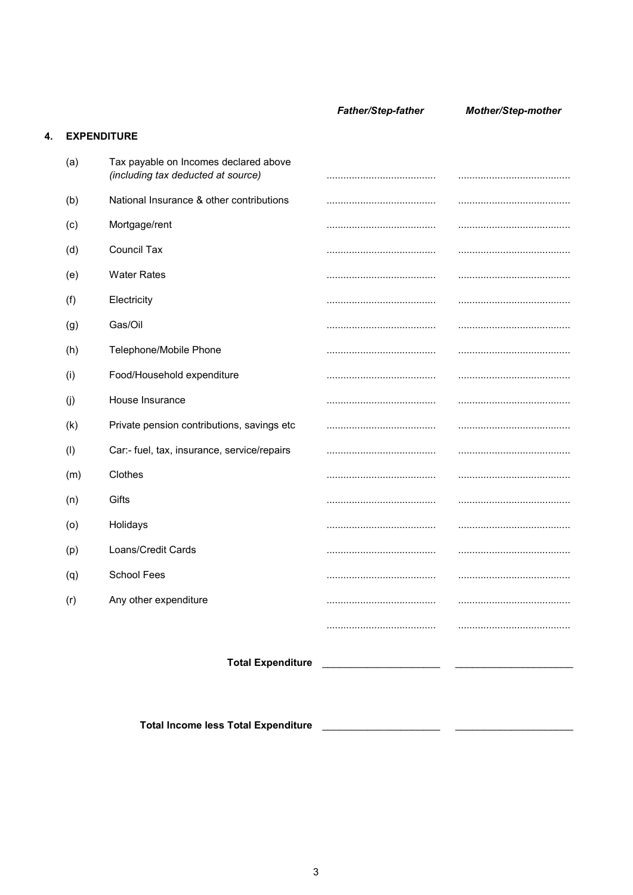## 4. EXPENDITURE

| | | *Father/Step-father* | *Mother/Step-mother* |
|---|---|---|---|
| (a) | Tax payable on Incomes declared above *(including tax deducted at source)* | ....................................... | ....................................... |
| (b) | National Insurance & other contributions | ....................................... | ....................................... |
| (c) | Mortgage/rent | ....................................... | ....................................... |
| (d) | Council Tax | ....................................... | ....................................... |
| (e) | Water Rates | ....................................... | ....................................... |
| (f) | Electricity | ....................................... | ....................................... |
| (g) | Gas/Oil | ....................................... | ....................................... |
| (h) | Telephone/Mobile Phone | ....................................... | ....................................... |
| (i) | Food/Household expenditure | ....................................... | ....................................... |
| (j) | House Insurance | ....................................... | ....................................... |
| (k) | Private pension contributions, savings etc | ....................................... | ....................................... |
| (l) | Car:- fuel, tax, insurance, service/repairs | ....................................... | ....................................... |
| (m) | Clothes | ....................................... | ....................................... |
| (n) | Gifts | ....................................... | ....................................... |
| (o) | Holidays | ....................................... | ....................................... |
| (p) | Loans/Credit Cards | ....................................... | ....................................... |
| (q) | School Fees | ....................................... | ....................................... |
| (r) | Any other expenditure | ....................................... | ....................................... |
| | | ....................................... | ....................................... |
| | **Total Expenditure** | ______________________ | ______________________ |
| | **Total Income less Total Expenditure** | ______________________ | ______________________ |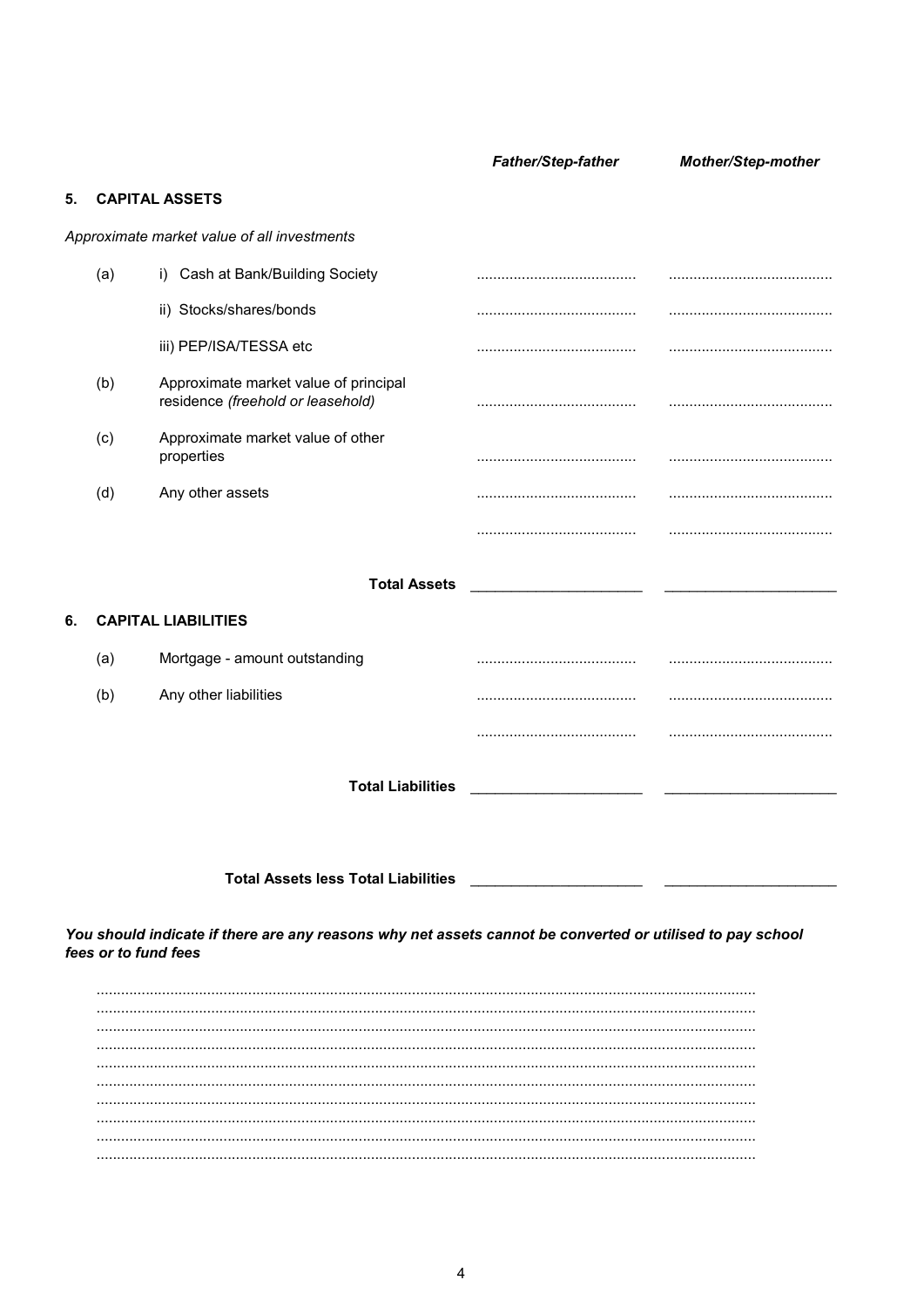| | | | Father/Step-father | Mother/Step-mother |
|---|---|---|---|---|
| **5.** | **CAPITAL ASSETS** | | | |
| | *Approximate market value of all investments* | | | |
| | (a) | i) Cash at Bank/Building Society | ....................................... | ........................................ |
| | | ii) Stocks/shares/bonds | ....................................... | ........................................ |
| | | iii) PEP/ISA/TESSA etc | ....................................... | ........................................ |
| | (b) | Approximate market value of principal residence *(freehold or leasehold)* | ....................................... | ........................................ |
| | (c) | Approximate market value of other properties | ....................................... | ........................................ |
| | (d) | Any other assets | ....................................... | ........................................ |
| | | | ....................................... | ........................................ |
| | | **Total Assets** | _____________________ | _____________________ |
| **6.** | **CAPITAL LIABILITIES** | | | |
| | (a) | Mortgage - amount outstanding | ....................................... | ........................................ |
| | (b) | Any other liabilities | ....................................... | ........................................ |
| | | | ....................................... | ........................................ |
| | | **Total Liabilities** | _____________________ | _____________________ |
| | | **Total Assets less Total Liabilities** | _____________________ | _____________________ |

***You should indicate if there are any reasons why net assets cannot be converted or utilised to pay school fees or to fund fees***

............................................................................................................................................................
............................................................................................................................................................
............................................................................................................................................................
............................................................................................................................................................
............................................................................................................................................................
............................................................................................................................................................
............................................................................................................................................................
............................................................................................................................................................
............................................................................................................................................................
............................................................................................................................................................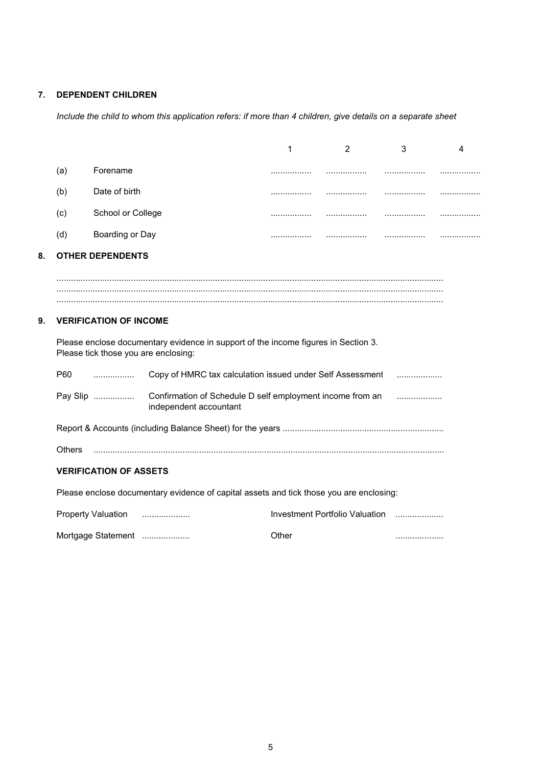## 7. DEPENDENT CHILDREN

*Include the child to whom this application refers: if more than 4 children, give details on a separate sheet*

| | | 1 | 2 | 3 | 4 |
|---|---|---|---|---|---|
| (a) | Forename | ................. | ................. | ................. | ................. |
| (b) | Date of birth | ................. | ................. | ................. | ................. |
| (c) | School or College | ................. | ................. | ................. | ................. |
| (d) | Boarding or Day | ................. | ................. | ................. | ................. |

## 8. OTHER DEPENDENTS

...............................................................................................................................................................
...............................................................................................................................................................
...............................................................................................................................................................

## 9. VERIFICATION OF INCOME

Please enclose documentary evidence in support of the income figures in Section 3.
Please tick those you are enclosing:

P60 ................. Copy of HMRC tax calculation issued under Self Assessment ...................

Pay Slip ................. Confirmation of Schedule D self employment income from an independent accountant ...................

Report & Accounts (including Balance Sheet) for the years ...................................................................

Others .................................................................................................................................................

### VERIFICATION OF ASSETS

Please enclose documentary evidence of capital assets and tick those you are enclosing:

Property Valuation .................... Investment Portfolio Valuation ....................

Mortgage Statement .................... Other ....................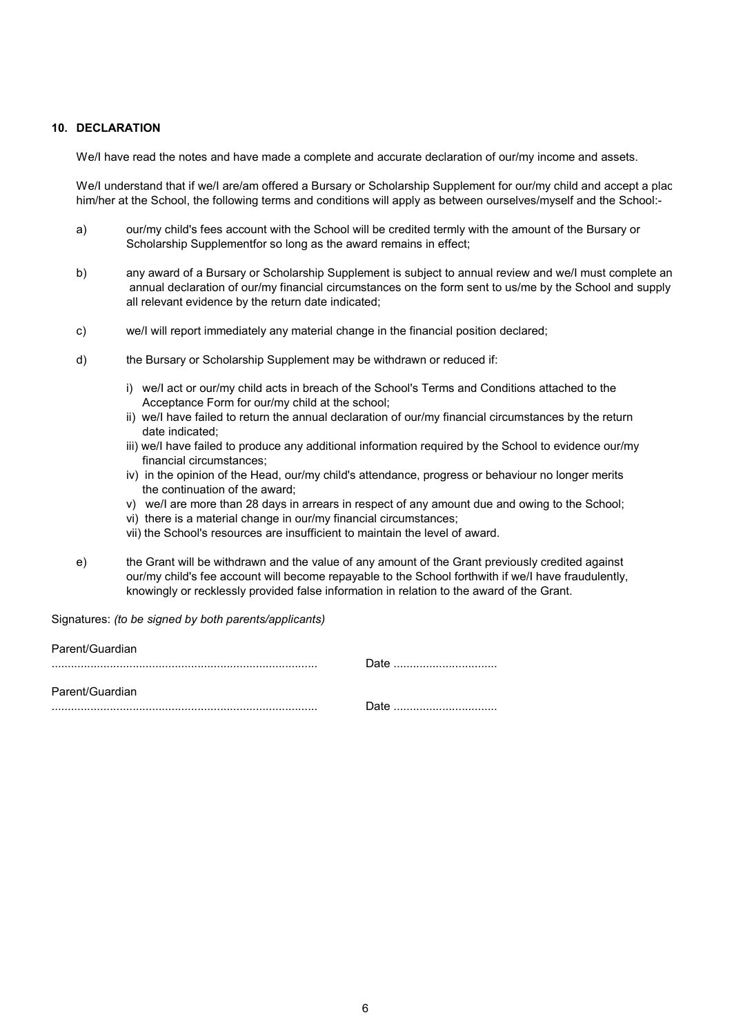## 10. DECLARATION

We/I have read the notes and have made a complete and accurate declaration of our/my income and assets.

We/I understand that if we/I are/am offered a Bursary or Scholarship Supplement for our/my child and accept a plac him/her at the School, the following terms and conditions will apply as between ourselves/myself and the School:-

a) our/my child's fees account with the School will be credited termly with the amount of the Bursary or Scholarship Supplementfor so long as the award remains in effect;

b) any award of a Bursary or Scholarship Supplement is subject to annual review and we/I must complete an annual declaration of our/my financial circumstances on the form sent to us/me by the School and supply all relevant evidence by the return date indicated;

c) we/I will report immediately any material change in the financial position declared;

d) the Bursary or Scholarship Supplement may be withdrawn or reduced if:

   i) we/I act or our/my child acts in breach of the School's Terms and Conditions attached to the Acceptance Form for our/my child at the school;
   ii) we/I have failed to return the annual declaration of our/my financial circumstances by the return date indicated;
   iii) we/I have failed to produce any additional information required by the School to evidence our/my financial circumstances;
   iv) in the opinion of the Head, our/my child's attendance, progress or behaviour no longer merits the continuation of the award;
   v) we/I are more than 28 days in arrears in respect of any amount due and owing to the School;
   vi) there is a material change in our/my financial circumstances;
   vii) the School's resources are insufficient to maintain the level of award.

e) the Grant will be withdrawn and the value of any amount of the Grant previously credited against our/my child's fee account will become repayable to the School forthwith if we/I have fraudulently, knowingly or recklessly provided false information in relation to the award of the Grant.

Signatures: *(to be signed by both parents/applicants)*

Parent/Guardian
.................................................................................. Date ................................

Parent/Guardian
.................................................................................. Date ................................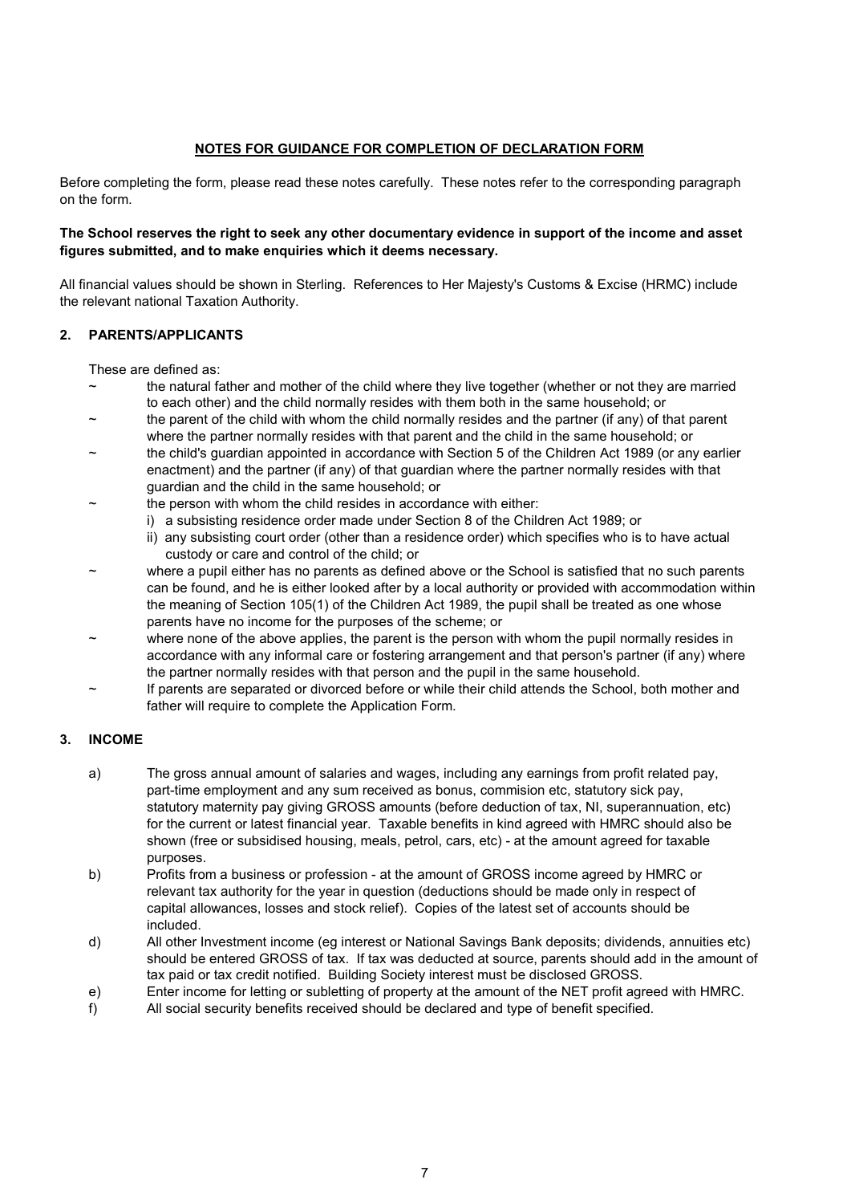## NOTES FOR GUIDANCE FOR COMPLETION OF DECLARATION FORM

Before completing the form, please read these notes carefully. These notes refer to the corresponding paragraph on the form.

**The School reserves the right to seek any other documentary evidence in support of the income and asset figures submitted, and to make enquiries which it deems necessary.**

All financial values should be shown in Sterling. References to Her Majesty's Customs & Excise (HRMC) include the relevant national Taxation Authority.

### 2. PARENTS/APPLICANTS

These are defined as:

- ~ the natural father and mother of the child where they live together (whether or not they are married to each other) and the child normally resides with them both in the same household; or
- ~ the parent of the child with whom the child normally resides and the partner (if any) of that parent where the partner normally resides with that parent and the child in the same household; or
- ~ the child's guardian appointed in accordance with Section 5 of the Children Act 1989 (or any earlier enactment) and the partner (if any) of that guardian where the partner normally resides with that guardian and the child in the same household; or
- ~ the person with whom the child resides in accordance with either:
  - i) a subsisting residence order made under Section 8 of the Children Act 1989; or
  - ii) any subsisting court order (other than a residence order) which specifies who is to have actual custody or care and control of the child; or
- ~ where a pupil either has no parents as defined above or the School is satisfied that no such parents can be found, and he is either looked after by a local authority or provided with accommodation within the meaning of Section 105(1) of the Children Act 1989, the pupil shall be treated as one whose parents have no income for the purposes of the scheme; or
- ~ where none of the above applies, the parent is the person with whom the pupil normally resides in accordance with any informal care or fostering arrangement and that person's partner (if any) where the partner normally resides with that person and the pupil in the same household.
- ~ If parents are separated or divorced before or while their child attends the School, both mother and father will require to complete the Application Form.

### 3. INCOME

- a) The gross annual amount of salaries and wages, including any earnings from profit related pay, part-time employment and any sum received as bonus, commision etc, statutory sick pay, statutory maternity pay giving GROSS amounts (before deduction of tax, NI, superannuation, etc) for the current or latest financial year. Taxable benefits in kind agreed with HMRC should also be shown (free or subsidised housing, meals, petrol, cars, etc) - at the amount agreed for taxable purposes.
- b) Profits from a business or profession - at the amount of GROSS income agreed by HMRC or relevant tax authority for the year in question (deductions should be made only in respect of capital allowances, losses and stock relief). Copies of the latest set of accounts should be included.
- d) All other Investment income (eg interest or National Savings Bank deposits; dividends, annuities etc) should be entered GROSS of tax. If tax was deducted at source, parents should add in the amount of tax paid or tax credit notified. Building Society interest must be disclosed GROSS.
- e) Enter income for letting or subletting of property at the amount of the NET profit agreed with HMRC.
- f) All social security benefits received should be declared and type of benefit specified.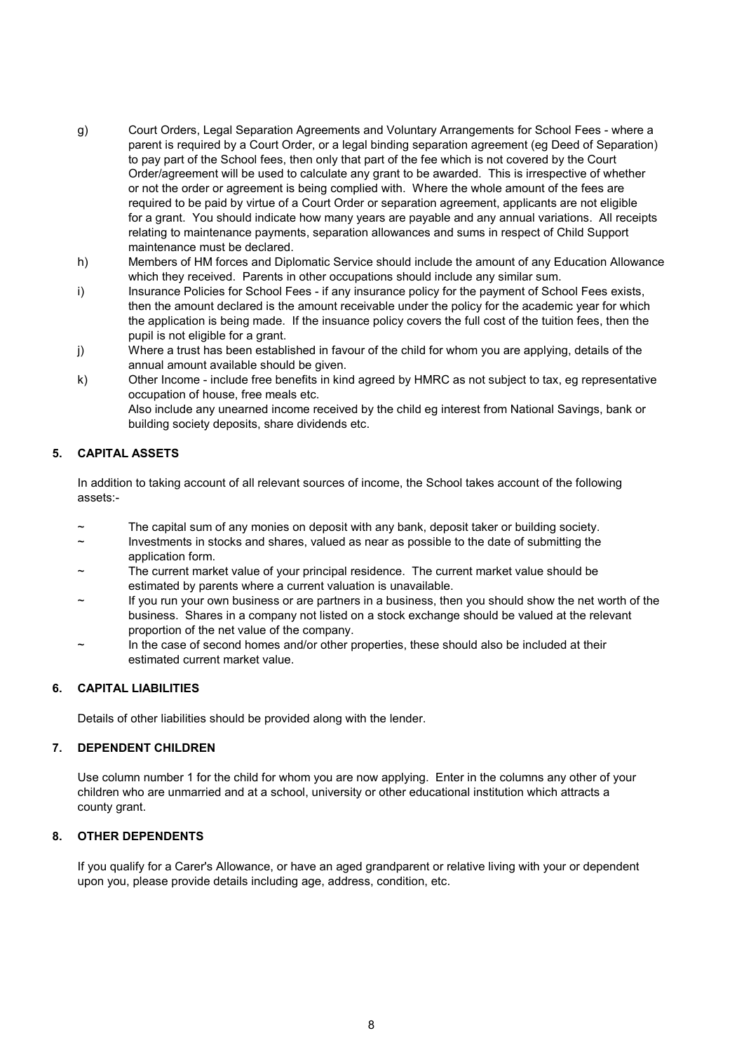g) Court Orders, Legal Separation Agreements and Voluntary Arrangements for School Fees - where a parent is required by a Court Order, or a legal binding separation agreement (eg Deed of Separation) to pay part of the School fees, then only that part of the fee which is not covered by the Court Order/agreement will be used to calculate any grant to be awarded. This is irrespective of whether or not the order or agreement is being complied with. Where the whole amount of the fees are required to be paid by virtue of a Court Order or separation agreement, applicants are not eligible for a grant. You should indicate how many years are payable and any annual variations. All receipts relating to maintenance payments, separation allowances and sums in respect of Child Support maintenance must be declared.

h) Members of HM forces and Diplomatic Service should include the amount of any Education Allowance which they received. Parents in other occupations should include any similar sum.

i) Insurance Policies for School Fees - if any insurance policy for the payment of School Fees exists, then the amount declared is the amount receivable under the policy for the academic year for which the application is being made. If the insuance policy covers the full cost of the tuition fees, then the pupil is not eligible for a grant.

j) Where a trust has been established in favour of the child for whom you are applying, details of the annual amount available should be given.

k) Other Income - include free benefits in kind agreed by HMRC as not subject to tax, eg representative occupation of house, free meals etc.
Also include any unearned income received by the child eg interest from National Savings, bank or building society deposits, share dividends etc.

## 5. CAPITAL ASSETS

In addition to taking account of all relevant sources of income, the School takes account of the following assets:-

~ The capital sum of any monies on deposit with any bank, deposit taker or building society.

~ Investments in stocks and shares, valued as near as possible to the date of submitting the application form.

~ The current market value of your principal residence. The current market value should be estimated by parents where a current valuation is unavailable.

~ If you run your own business or are partners in a business, then you should show the net worth of the business. Shares in a company not listed on a stock exchange should be valued at the relevant proportion of the net value of the company.

~ In the case of second homes and/or other properties, these should also be included at their estimated current market value.

## 6. CAPITAL LIABILITIES

Details of other liabilities should be provided along with the lender.

## 7. DEPENDENT CHILDREN

Use column number 1 for the child for whom you are now applying. Enter in the columns any other of your children who are unmarried and at a school, university or other educational institution which attracts a county grant.

## 8. OTHER DEPENDENTS

If you qualify for a Carer's Allowance, or have an aged grandparent or relative living with your or dependent upon you, please provide details including age, address, condition, etc.